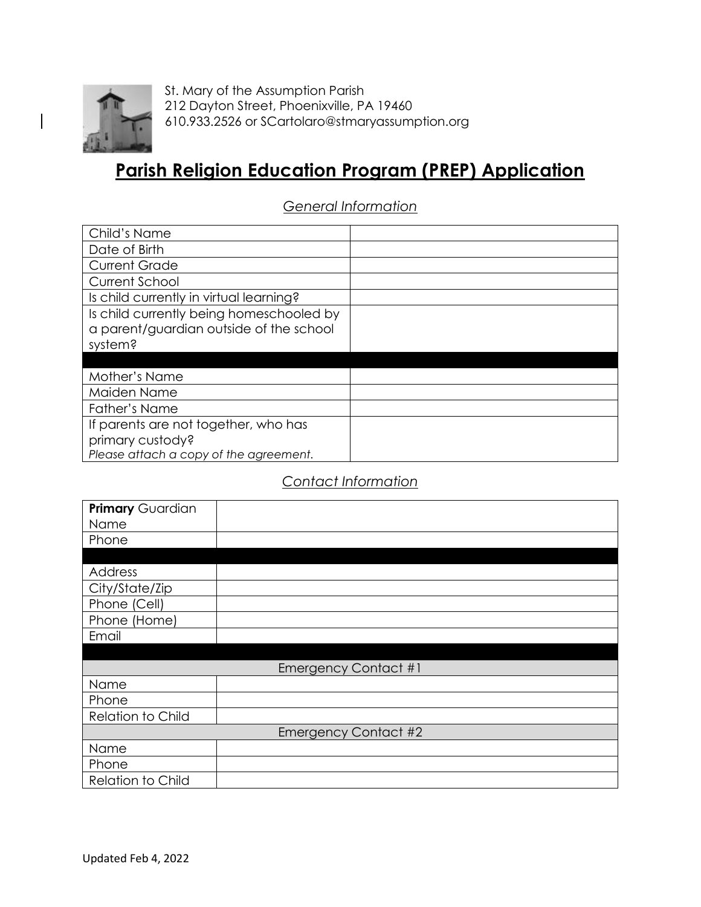St. Mary of the Assumption Parish
212 Dayton Street, Phoenixville, PA 19460
610.933.2526 or SCartolaro@stmaryassumption.org

# Parish Religion Education Program (PREP) Application

## *General Information*

| | |
|---|---|
| Child's Name | |
| Date of Birth | |
| Current Grade | |
| Current School | |
| Is child currently in virtual learning? | |
| Is child currently being homeschooled by a parent/guardian outside of the school system? | |
| | |
| Mother's Name | |
| Maiden Name | |
| Father's Name | |
| If parents are not together, who has primary custody? *Please attach a copy of the agreement.* | |

## *Contact Information*

| | |
|---|---|
| **Primary** Guardian Name | |
| Phone | |
| | |
| Address | |
| City/State/Zip | |
| Phone (Cell) | |
| Phone (Home) | |
| Email | |
| | |
| Emergency Contact #1 | |
| Name | |
| Phone | |
| Relation to Child | |
| Emergency Contact #2 | |
| Name | |
| Phone | |
| Relation to Child | |

Updated Feb 4, 2022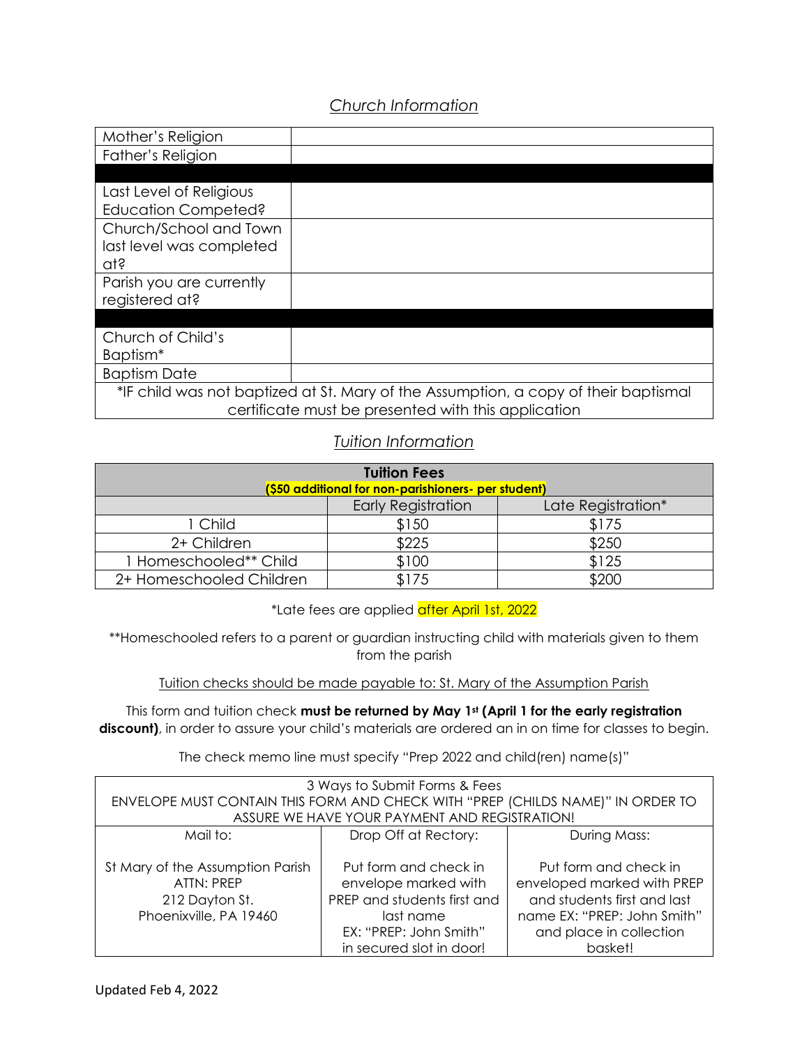## *Church Information*

| Mother's Religion | |
|---|---|
| Father's Religion | |
| | |
| Last Level of Religious Education Competed? | |
| Church/School and Town last level was completed at? | |
| Parish you are currently registered at? | |
| | |
| Church of Child's Baptism* | |
| Baptism Date | |
| *IF child was not baptized at St. Mary of the Assumption, a copy of their baptismal certificate must be presented with this application | |

## *Tuition Information*

| **Tuition Fees** **($50 additional for non-parishioners- per student)** | | |
|---|---|---|
| | Early Registration | Late Registration* |
| 1 Child | $150 | $175 |
| 2+ Children | $225 | $250 |
| 1 Homeschooled** Child | $100 | $125 |
| 2+ Homeschooled Children | $175 | $200 |

*Late fees are applied after April 1st, 2022

**Homeschooled refers to a parent or guardian instructing child with materials given to them from the parish

Tuition checks should be made payable to: St. Mary of the Assumption Parish

This form and tuition check **must be returned by May 1st (April 1 for the early registration discount)**, in order to assure your child's materials are ordered an in on time for classes to begin.

The check memo line must specify "Prep 2022 and child(ren) name(s)"

| 3 Ways to Submit Forms & Fees ENVELOPE MUST CONTAIN THIS FORM AND CHECK WITH "PREP (CHILDS NAME)" IN ORDER TO ASSURE WE HAVE YOUR PAYMENT AND REGISTRATION! | | |
|---|---|---|
| Mail to: | Drop Off at Rectory: | During Mass: |
| St Mary of the Assumption Parish ATTN: PREP 212 Dayton St. Phoenixville, PA 19460 | Put form and check in envelope marked with PREP and students first and last name EX: "PREP: John Smith" in secured slot in door! | Put form and check in enveloped marked with PREP and students first and last name EX: "PREP: John Smith" and place in collection basket! |

Updated Feb 4, 2022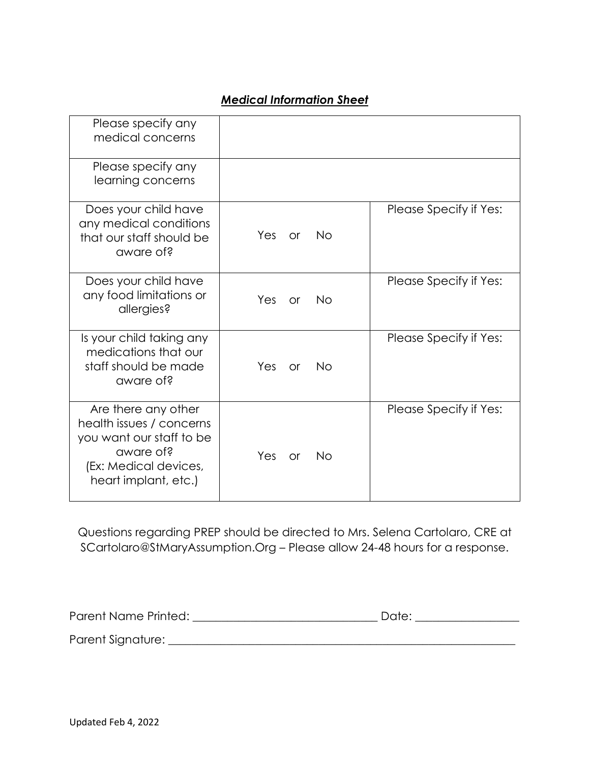***<u>Medical Information Sheet</u>***

| | | |
|---|---|---|
| Please specify any medical concerns | | |
| Please specify any learning concerns | | |
| Does your child have any medical conditions that our staff should be aware of? | Yes or No | Please Specify if Yes: |
| Does your child have any food limitations or allergies? | Yes or No | Please Specify if Yes: |
| Is your child taking any medications that our staff should be made aware of? | Yes or No | Please Specify if Yes: |
| Are there any other health issues / concerns you want our staff to be aware of? (Ex: Medical devices, heart implant, etc.) | Yes or No | Please Specify if Yes: |

Questions regarding PREP should be directed to Mrs. Selena Cartolaro, CRE at SCartolaro@StMaryAssumption.Org – Please allow 24-48 hours for a response.

Parent Name Printed: _______________________________ Date: _________________

Parent Signature: ____________________________________________________________

Updated Feb 4, 2022